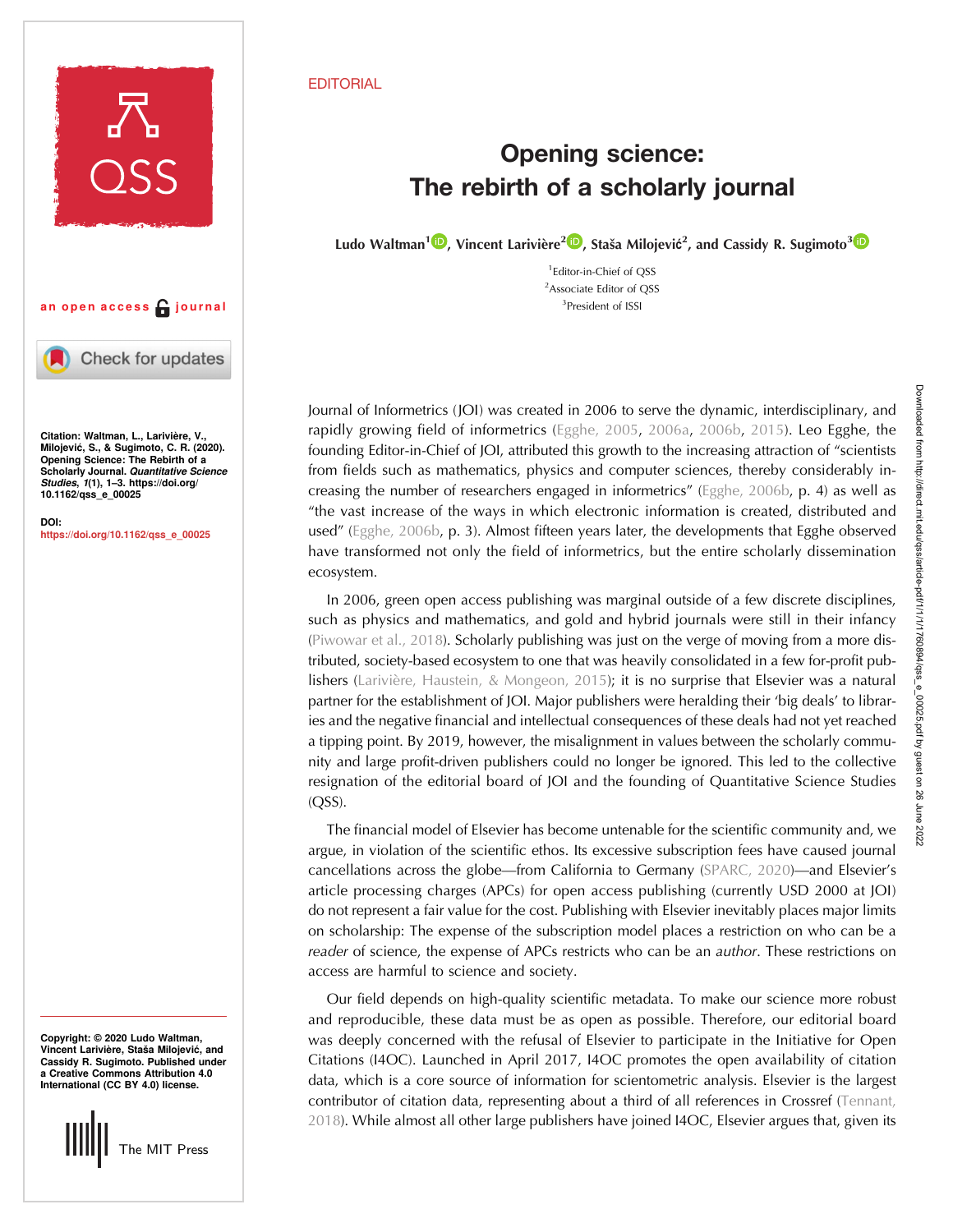EDITORIAL

# Opening science: The rebirth of a scholarly journal

**Ludo Waltman[1], Vincent Larivière[2], Staša Milojević[2], and Cassidy R. Sugimoto[3]**

[1]Editor-in-Chief of QSS
[2]Associate Editor of QSS
[3]President of ISSI

an open access journal

**Citation:** Waltman, L., Larivière, V., Milojević, S., & Sugimoto, C. R. (2020). Opening Science: The Rebirth of a Scholarly Journal. *Quantitative Science Studies*, *1*(1), 1–3. https://doi.org/10.1162/qss_e_00025

**DOI:** https://doi.org/10.1162/qss_e_00025

**Copyright:** © 2020 Ludo Waltman, Vincent Larivière, Staša Milojević, and Cassidy R. Sugimoto. Published under a Creative Commons Attribution 4.0 International (CC BY 4.0) license.

Journal of Informetrics (JOI) was created in 2006 to serve the dynamic, interdisciplinary, and rapidly growing field of informetrics (Egghe, 2005, 2006a, 2006b, 2015). Leo Egghe, the founding Editor-in-Chief of JOI, attributed this growth to the increasing attraction of "scientists from fields such as mathematics, physics and computer sciences, thereby considerably increasing the number of researchers engaged in informetrics" (Egghe, 2006b, p. 4) as well as "the vast increase of the ways in which electronic information is created, distributed and used" (Egghe, 2006b, p. 3). Almost fifteen years later, the developments that Egghe observed have transformed not only the field of informetrics, but the entire scholarly dissemination ecosystem.

In 2006, green open access publishing was marginal outside of a few discrete disciplines, such as physics and mathematics, and gold and hybrid journals were still in their infancy (Piwowar et al., 2018). Scholarly publishing was just on the verge of moving from a more distributed, society-based ecosystem to one that was heavily consolidated in a few for-profit publishers (Larivière, Haustein, & Mongeon, 2015); it is no surprise that Elsevier was a natural partner for the establishment of JOI. Major publishers were heralding their 'big deals' to libraries and the negative financial and intellectual consequences of these deals had not yet reached a tipping point. By 2019, however, the misalignment in values between the scholarly community and large profit-driven publishers could no longer be ignored. This led to the collective resignation of the editorial board of JOI and the founding of Quantitative Science Studies (QSS).

The financial model of Elsevier has become untenable for the scientific community and, we argue, in violation of the scientific ethos. Its excessive subscription fees have caused journal cancellations across the globe—from California to Germany (SPARC, 2020)—and Elsevier's article processing charges (APCs) for open access publishing (currently USD 2000 at JOI) do not represent a fair value for the cost. Publishing with Elsevier inevitably places major limits on scholarship: The expense of the subscription model places a restriction on who can be a *reader* of science, the expense of APCs restricts who can be an *author*. These restrictions on access are harmful to science and society.

Our field depends on high-quality scientific metadata. To make our science more robust and reproducible, these data must be as open as possible. Therefore, our editorial board was deeply concerned with the refusal of Elsevier to participate in the Initiative for Open Citations (I4OC). Launched in April 2017, I4OC promotes the open availability of citation data, which is a core source of information for scientometric analysis. Elsevier is the largest contributor of citation data, representing about a third of all references in Crossref (Tennant, 2018). While almost all other large publishers have joined I4OC, Elsevier argues that, given its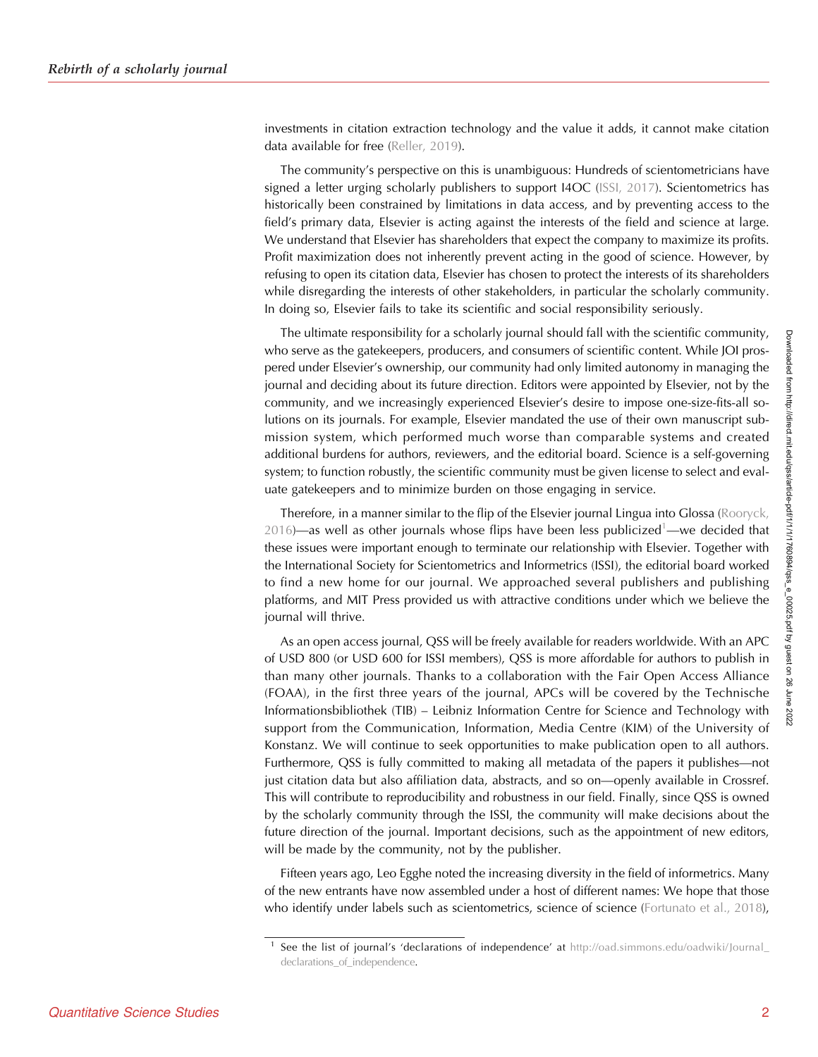investments in citation extraction technology and the value it adds, it cannot make citation data available for free (Reller, 2019).

The community's perspective on this is unambiguous: Hundreds of scientometricians have signed a letter urging scholarly publishers to support I4OC (ISSI, 2017). Scientometrics has historically been constrained by limitations in data access, and by preventing access to the field's primary data, Elsevier is acting against the interests of the field and science at large. We understand that Elsevier has shareholders that expect the company to maximize its profits. Profit maximization does not inherently prevent acting in the good of science. However, by refusing to open its citation data, Elsevier has chosen to protect the interests of its shareholders while disregarding the interests of other stakeholders, in particular the scholarly community. In doing so, Elsevier fails to take its scientific and social responsibility seriously.

The ultimate responsibility for a scholarly journal should fall with the scientific community, who serve as the gatekeepers, producers, and consumers of scientific content. While JOI prospered under Elsevier's ownership, our community had only limited autonomy in managing the journal and deciding about its future direction. Editors were appointed by Elsevier, not by the community, and we increasingly experienced Elsevier's desire to impose one-size-fits-all solutions on its journals. For example, Elsevier mandated the use of their own manuscript submission system, which performed much worse than comparable systems and created additional burdens for authors, reviewers, and the editorial board. Science is a self-governing system; to function robustly, the scientific community must be given license to select and evaluate gatekeepers and to minimize burden on those engaging in service.

Therefore, in a manner similar to the flip of the Elsevier journal Lingua into Glossa (Rooryck, 2016)—as well as other journals whose flips have been less publicized[1]—we decided that these issues were important enough to terminate our relationship with Elsevier. Together with the International Society for Scientometrics and Informetrics (ISSI), the editorial board worked to find a new home for our journal. We approached several publishers and publishing platforms, and MIT Press provided us with attractive conditions under which we believe the journal will thrive.

As an open access journal, QSS will be freely available for readers worldwide. With an APC of USD 800 (or USD 600 for ISSI members), QSS is more affordable for authors to publish in than many other journals. Thanks to a collaboration with the Fair Open Access Alliance (FOAA), in the first three years of the journal, APCs will be covered by the Technische Informationsbibliothek (TIB) – Leibniz Information Centre for Science and Technology with support from the Communication, Information, Media Centre (KIM) of the University of Konstanz. We will continue to seek opportunities to make publication open to all authors. Furthermore, QSS is fully committed to making all metadata of the papers it publishes—not just citation data but also affiliation data, abstracts, and so on—openly available in Crossref. This will contribute to reproducibility and robustness in our field. Finally, since QSS is owned by the scholarly community through the ISSI, the community will make decisions about the future direction of the journal. Important decisions, such as the appointment of new editors, will be made by the community, not by the publisher.

Fifteen years ago, Leo Egghe noted the increasing diversity in the field of informetrics. Many of the new entrants have now assembled under a host of different names: We hope that those who identify under labels such as scientometrics, science of science (Fortunato et al., 2018),

[1] See the list of journal's 'declarations of independence' at http://oad.simmons.edu/oadwiki/Journal_declarations_of_independence.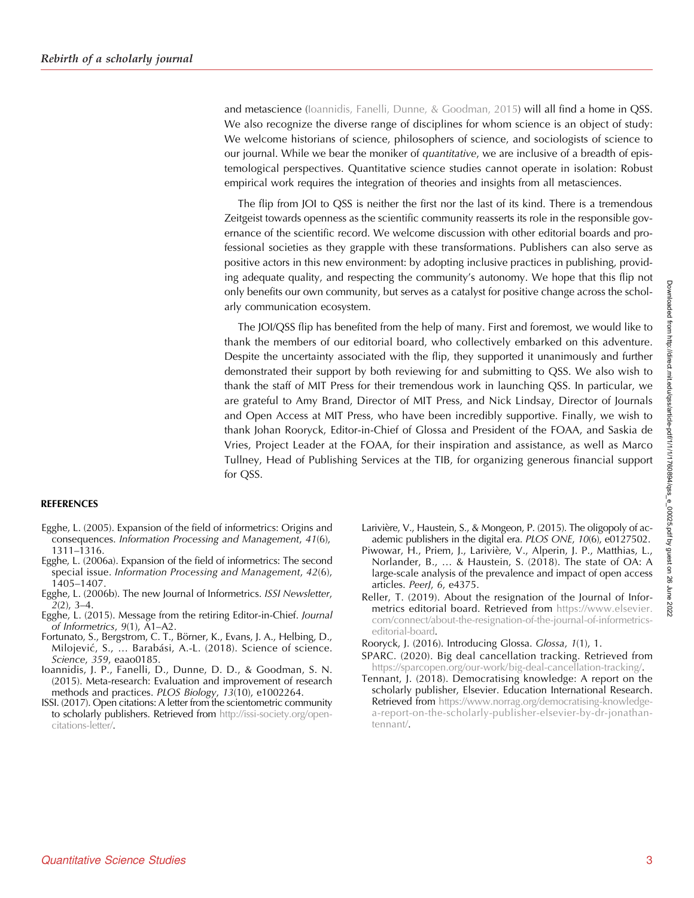and metascience (Ioannidis, Fanelli, Dunne, & Goodman, 2015) will all find a home in QSS. We also recognize the diverse range of disciplines for whom science is an object of study: We welcome historians of science, philosophers of science, and sociologists of science to our journal. While we bear the moniker of *quantitative*, we are inclusive of a breadth of epistemological perspectives. Quantitative science studies cannot operate in isolation: Robust empirical work requires the integration of theories and insights from all metasciences.

The flip from JOI to QSS is neither the first nor the last of its kind. There is a tremendous Zeitgeist towards openness as the scientific community reasserts its role in the responsible governance of the scientific record. We welcome discussion with other editorial boards and professional societies as they grapple with these transformations. Publishers can also serve as positive actors in this new environment: by adopting inclusive practices in publishing, providing adequate quality, and respecting the community's autonomy. We hope that this flip not only benefits our own community, but serves as a catalyst for positive change across the scholarly communication ecosystem.

The JOI/QSS flip has benefited from the help of many. First and foremost, we would like to thank the members of our editorial board, who collectively embarked on this adventure. Despite the uncertainty associated with the flip, they supported it unanimously and further demonstrated their support by both reviewing for and submitting to QSS. We also wish to thank the staff of MIT Press for their tremendous work in launching QSS. In particular, we are grateful to Amy Brand, Director of MIT Press, and Nick Lindsay, Director of Journals and Open Access at MIT Press, who have been incredibly supportive. Finally, we wish to thank Johan Rooryck, Editor-in-Chief of Glossa and President of the FOAA, and Saskia de Vries, Project Leader at the FOAA, for their inspiration and assistance, as well as Marco Tullney, Head of Publishing Services at the TIB, for organizing generous financial support for QSS.

## REFERENCES

Egghe, L. (2005). Expansion of the field of informetrics: Origins and consequences. *Information Processing and Management*, *41*(6), 1311–1316.

Egghe, L. (2006a). Expansion of the field of informetrics: The second special issue. *Information Processing and Management*, *42*(6), 1405–1407.

Egghe, L. (2006b). The new Journal of Informetrics. *ISSI Newsletter*, *2*(2), 3–4.

Egghe, L. (2015). Message from the retiring Editor-in-Chief. *Journal of Informetrics*, *9*(1), A1–A2.

Fortunato, S., Bergstrom, C. T., Börner, K., Evans, J. A., Helbing, D., Milojević, S., … Barabási, A.-L. (2018). Science of science. *Science*, *359*, eaao0185.

Ioannidis, J. P., Fanelli, D., Dunne, D. D., & Goodman, S. N. (2015). Meta-research: Evaluation and improvement of research methods and practices. *PLOS Biology*, *13*(10), e1002264.

ISSI. (2017). Open citations: A letter from the scientometric community to scholarly publishers. Retrieved from http://issi-society.org/open-citations-letter/.

Larivière, V., Haustein, S., & Mongeon, P. (2015). The oligopoly of academic publishers in the digital era. *PLOS ONE*, *10*(6), e0127502.

Piwowar, H., Priem, J., Larivière, V., Alperin, J. P., Matthias, L., Norlander, B., … & Haustein, S. (2018). The state of OA: A large-scale analysis of the prevalence and impact of open access articles. *PeerJ*, *6*, e4375.

Reller, T. (2019). About the resignation of the Journal of Informetrics editorial board. Retrieved from https://www.elsevier.com/connect/about-the-resignation-of-the-journal-of-informetrics-editorial-board.

Rooryck, J. (2016). Introducing Glossa. *Glossa*, *1*(1), 1.

SPARC. (2020). Big deal cancellation tracking. Retrieved from https://sparcopen.org/our-work/big-deal-cancellation-tracking/.

Tennant, J. (2018). Democratising knowledge: A report on the scholarly publisher, Elsevier. Education International Research. Retrieved from https://www.norrag.org/democratising-knowledge-a-report-on-the-scholarly-publisher-elsevier-by-dr-jonathan-tennant/.